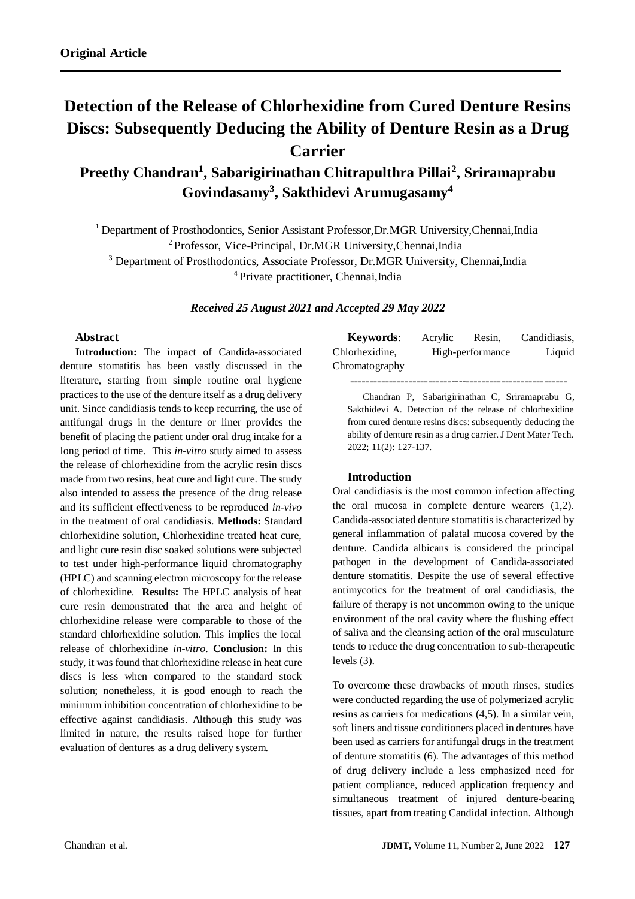**Original Article**

# Detection of the Release of Chlorhexidine from Cured Denture Resins Discs: Subsequently Deducing the Ability of Denture Resin as a Drug Carrier

## Preethy Chandran[1], Sabarigirinathan Chitrapulthra Pillai[2], Sriramaprabu Govindasamy[3], Sakthidevi Arumugasamy[4]

[1] Department of Prosthodontics, Senior Assistant Professor,Dr.MGR University,Chennai,India
[2] Professor, Vice-Principal, Dr.MGR University,Chennai,India
[3] Department of Prosthodontics, Associate Professor, Dr.MGR University, Chennai,India
[4] Private practitioner, Chennai,India

***Received 25 August 2021 and Accepted 29 May 2022***

### Abstract

**Introduction:** The impact of Candida-associated denture stomatitis has been vastly discussed in the literature, starting from simple routine oral hygiene practices to the use of the denture itself as a drug delivery unit. Since candidiasis tends to keep recurring, the use of antifungal drugs in the denture or liner provides the benefit of placing the patient under oral drug intake for a long period of time. This *in-vitro* study aimed to assess the release of chlorhexidine from the acrylic resin discs made from two resins, heat cure and light cure. The study also intended to assess the presence of the drug release and its sufficient effectiveness to be reproduced *in-vivo* in the treatment of oral candidiasis. **Methods:** Standard chlorhexidine solution, Chlorhexidine treated heat cure, and light cure resin disc soaked solutions were subjected to test under high-performance liquid chromatography (HPLC) and scanning electron microscopy for the release of chlorhexidine. **Results:** The HPLC analysis of heat cure resin demonstrated that the area and height of chlorhexidine release were comparable to those of the standard chlorhexidine solution. This implies the local release of chlorhexidine *in-vitro*. **Conclusion:** In this study, it was found that chlorhexidine release in heat cure discs is less when compared to the standard stock solution; nonetheless, it is good enough to reach the minimum inhibition concentration of chlorhexidine to be effective against candidiasis. Although this study was limited in nature, the results raised hope for further evaluation of dentures as a drug delivery system.

**Keywords**: Acrylic Resin, Candidiasis, Chlorhexidine, High-performance Liquid Chromatography

---

Chandran P, Sabarigirinathan C, Sriramaprabu G, Sakthidevi A. Detection of the release of chlorhexidine from cured denture resins discs: subsequently deducing the ability of denture resin as a drug carrier. J Dent Mater Tech. 2022; 11(2): 127-137.

### Introduction

Oral candidiasis is the most common infection affecting the oral mucosa in complete denture wearers (1,2). Candida-associated denture stomatitis is characterized by general inflammation of palatal mucosa covered by the denture. Candida albicans is considered the principal pathogen in the development of Candida-associated denture stomatitis. Despite the use of several effective antimycotics for the treatment of oral candidiasis, the failure of therapy is not uncommon owing to the unique environment of the oral cavity where the flushing effect of saliva and the cleansing action of the oral musculature tends to reduce the drug concentration to sub-therapeutic levels (3).

To overcome these drawbacks of mouth rinses, studies were conducted regarding the use of polymerized acrylic resins as carriers for medications (4,5). In a similar vein, soft liners and tissue conditioners placed in dentures have been used as carriers for antifungal drugs in the treatment of denture stomatitis (6). The advantages of this method of drug delivery include a less emphasized need for patient compliance, reduced application frequency and simultaneous treatment of injured denture-bearing tissues, apart from treating Candidal infection. Although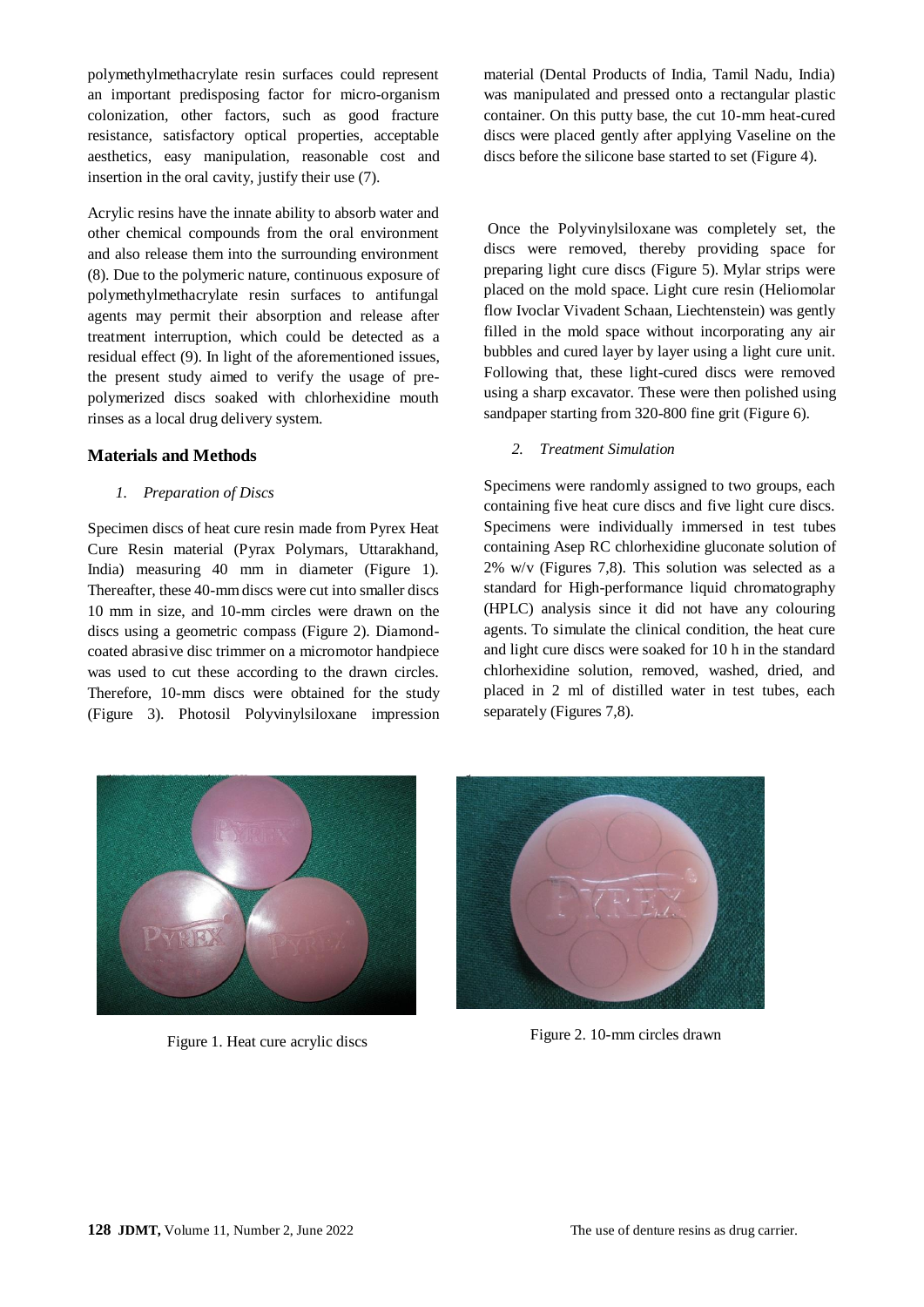polymethylmethacrylate resin surfaces could represent an important predisposing factor for micro-organism colonization, other factors, such as good fracture resistance, satisfactory optical properties, acceptable aesthetics, easy manipulation, reasonable cost and insertion in the oral cavity, justify their use (7).

Acrylic resins have the innate ability to absorb water and other chemical compounds from the oral environment and also release them into the surrounding environment (8). Due to the polymeric nature, continuous exposure of polymethylmethacrylate resin surfaces to antifungal agents may permit their absorption and release after treatment interruption, which could be detected as a residual effect (9). In light of the aforementioned issues, the present study aimed to verify the usage of pre-polymerized discs soaked with chlorhexidine mouth rinses as a local drug delivery system.

## Materials and Methods

### *1. Preparation of Discs*

Specimen discs of heat cure resin made from Pyrex Heat Cure Resin material (Pyrax Polymars, Uttarakhand, India) measuring 40 mm in diameter (Figure 1). Thereafter, these 40-mm discs were cut into smaller discs 10 mm in size, and 10-mm circles were drawn on the discs using a geometric compass (Figure 2). Diamond-coated abrasive disc trimmer on a micromotor handpiece was used to cut these according to the drawn circles. Therefore, 10-mm discs were obtained for the study (Figure 3). Photosil Polyvinylsiloxane impression material (Dental Products of India, Tamil Nadu, India) was manipulated and pressed onto a rectangular plastic container. On this putty base, the cut 10-mm heat-cured discs were placed gently after applying Vaseline on the discs before the silicone base started to set (Figure 4).

Once the Polyvinylsiloxane was completely set, the discs were removed, thereby providing space for preparing light cure discs (Figure 5). Mylar strips were placed on the mold space. Light cure resin (Heliomolar flow Ivoclar Vivadent Schaan, Liechtenstein) was gently filled in the mold space without incorporating any air bubbles and cured layer by layer using a light cure unit. Following that, these light-cured discs were removed using a sharp excavator. These were then polished using sandpaper starting from 320-800 fine grit (Figure 6).

### *2. Treatment Simulation*

Specimens were randomly assigned to two groups, each containing five heat cure discs and five light cure discs. Specimens were individually immersed in test tubes containing Asep RC chlorhexidine gluconate solution of 2% w/v (Figures 7,8). This solution was selected as a standard for High-performance liquid chromatography (HPLC) analysis since it did not have any colouring agents. To simulate the clinical condition, the heat cure and light cure discs were soaked for 10 h in the standard chlorhexidine solution, removed, washed, dried, and placed in 2 ml of distilled water in test tubes, each separately (Figures 7,8).

Figure 1. Heat cure acrylic discs

Figure 2. 10-mm circles drawn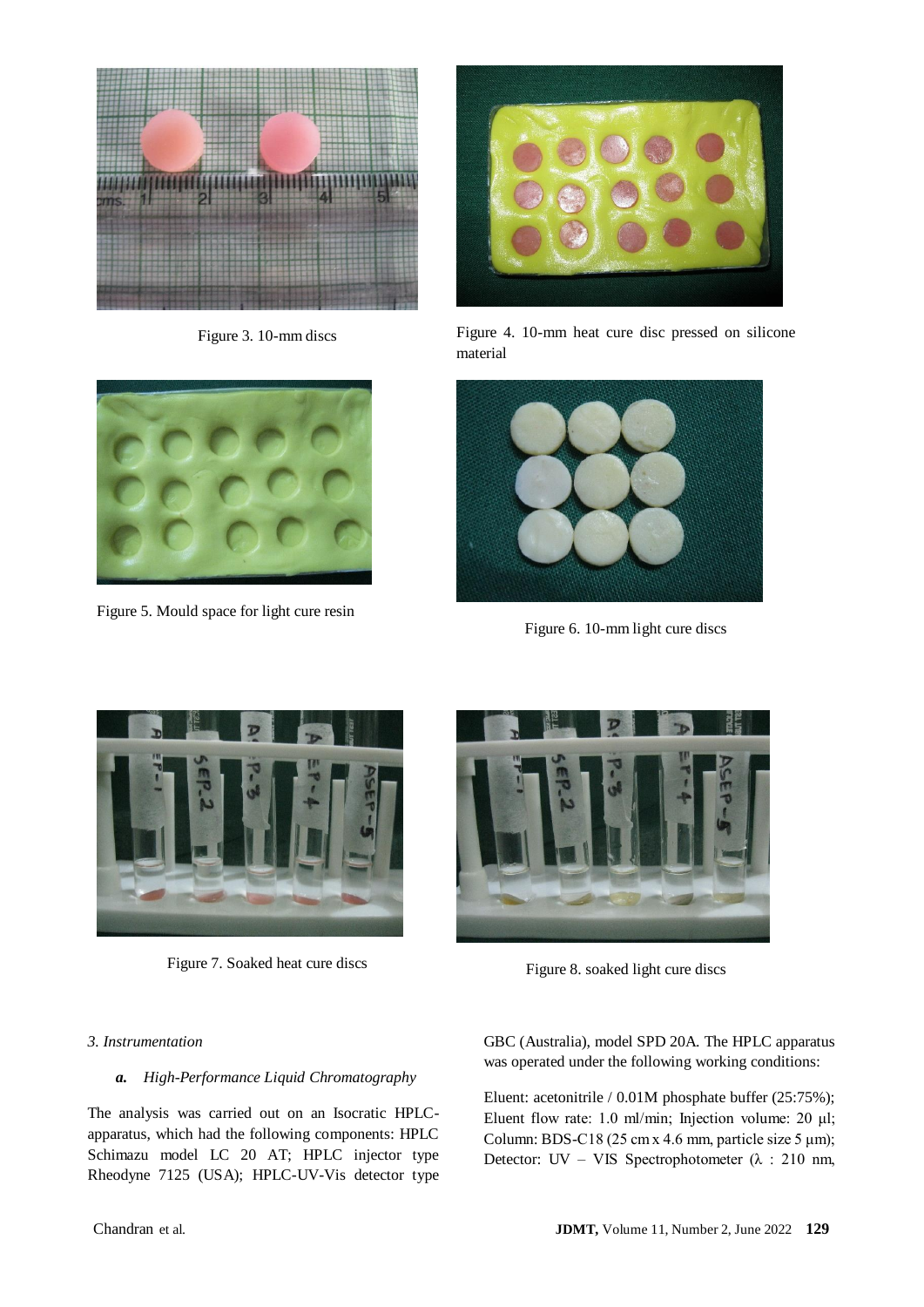Figure 3. 10-mm discs

Figure 4. 10-mm heat cure disc pressed on silicone material

Figure 5. Mould space for light cure resin

Figure 6. 10-mm light cure discs

Figure 7. Soaked heat cure discs

Figure 8. soaked light cure discs

### *3. Instrumentation*

#### ***a. High-Performance Liquid Chromatography***

The analysis was carried out on an Isocratic HPLC-apparatus, which had the following components: HPLC Schimazu model LC 20 AT; HPLC injector type Rheodyne 7125 (USA); HPLC-UV-Vis detector type GBC (Australia), model SPD 20A. The HPLC apparatus was operated under the following working conditions:

Eluent: acetonitrile / 0.01M phosphate buffer (25:75%); Eluent flow rate: 1.0 ml/min; Injection volume: 20 µl; Column: BDS-C18 (25 cm x 4.6 mm, particle size 5 µm); Detector: UV – VIS Spectrophotometer (λ : 210 nm,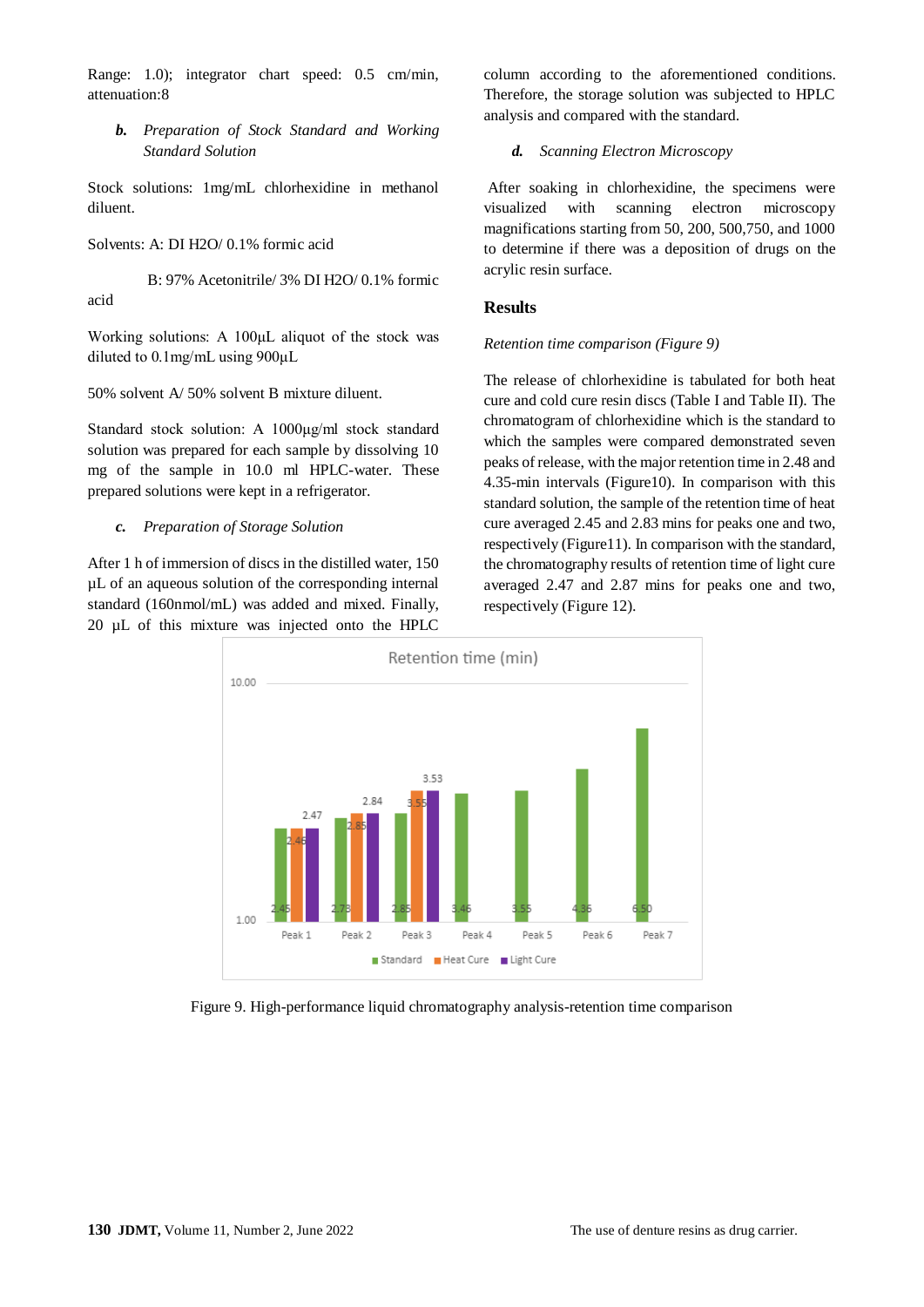Range: 1.0); integrator chart speed: 0.5 cm/min, attenuation:8

*b. Preparation of Stock Standard and Working Standard Solution*

Stock solutions: 1mg/mL chlorhexidine in methanol diluent.

Solvents: A: DI H2O/ 0.1% formic acid

B: 97% Acetonitrile/ 3% DI H2O/ 0.1% formic acid

Working solutions: A 100µL aliquot of the stock was diluted to 0.1mg/mL using 900µL

50% solvent A/ 50% solvent B mixture diluent.

Standard stock solution: A 1000µg/ml stock standard solution was prepared for each sample by dissolving 10 mg of the sample in 10.0 ml HPLC-water. These prepared solutions were kept in a refrigerator.

*c. Preparation of Storage Solution*

After 1 h of immersion of discs in the distilled water, 150 µL of an aqueous solution of the corresponding internal standard (160nmol/mL) was added and mixed. Finally, 20 µL of this mixture was injected onto the HPLC column according to the aforementioned conditions. Therefore, the storage solution was subjected to HPLC analysis and compared with the standard.

*d. Scanning Electron Microscopy*

After soaking in chlorhexidine, the specimens were visualized with scanning electron microscopy magnifications starting from 50, 200, 500,750, and 1000 to determine if there was a deposition of drugs on the acrylic resin surface.

## Results

*Retention time comparison (Figure 9)*

The release of chlorhexidine is tabulated for both heat cure and cold cure resin discs (Table I and Table II). The chromatogram of chlorhexidine which is the standard to which the samples were compared demonstrated seven peaks of release, with the major retention time in 2.48 and 4.35-min intervals (Figure10). In comparison with this standard solution, the sample of the retention time of heat cure averaged 2.45 and 2.83 mins for peaks one and two, respectively (Figure11). In comparison with the standard, the chromatography results of retention time of light cure averaged 2.47 and 2.87 mins for peaks one and two, respectively (Figure 12).

Figure 9. High-performance liquid chromatography analysis-retention time comparison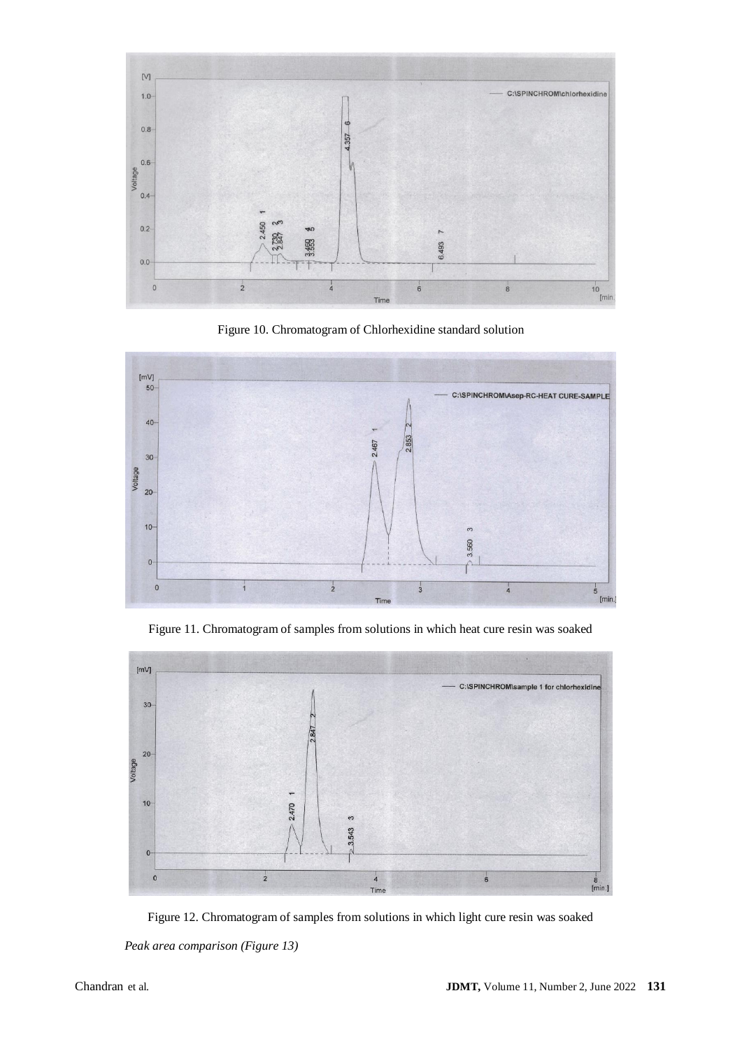Figure 10. Chromatogram of Chlorhexidine standard solution

Figure 11. Chromatogram of samples from solutions in which heat cure resin was soaked

Figure 12. Chromatogram of samples from solutions in which light cure resin was soaked

*Peak area comparison (Figure 13)*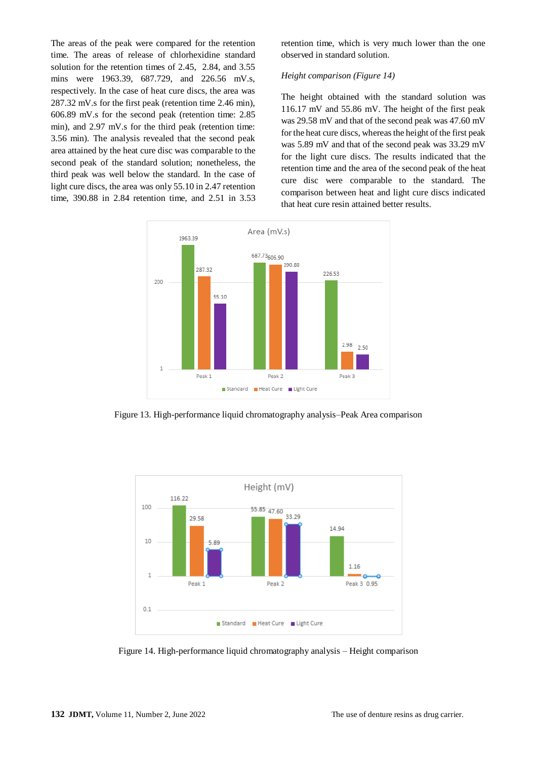The areas of the peak were compared for the retention time. The areas of release of chlorhexidine standard solution for the retention times of 2.45, 2.84, and 3.55 mins were 1963.39, 687.729, and 226.56 mV.s, respectively. In the case of heat cure discs, the area was 287.32 mV.s for the first peak (retention time 2.46 min), 606.89 mV.s for the second peak (retention time: 2.85 min), and 2.97 mV.s for the third peak (retention time: 3.56 min). The analysis revealed that the second peak area attained by the heat cure disc was comparable to the second peak of the standard solution; nonetheless, the third peak was well below the standard. In the case of light cure discs, the area was only 55.10 in 2.47 retention time, 390.88 in 2.84 retention time, and 2.51 in 3.53 retention time, which is very much lower than the one observed in standard solution.

*Height comparison (Figure 14)*

The height obtained with the standard solution was 116.17 mV and 55.86 mV. The height of the first peak was 29.58 mV and that of the second peak was 47.60 mV for the heat cure discs, whereas the height of the first peak was 5.89 mV and that of the second peak was 33.29 mV for the light cure discs. The results indicated that the retention time and the area of the second peak of the heat cure disc were comparable to the standard. The comparison between heat and light cure discs indicated that heat cure resin attained better results.

Figure 13. High-performance liquid chromatography analysis–Peak Area comparison

Figure 14. High-performance liquid chromatography analysis – Height comparison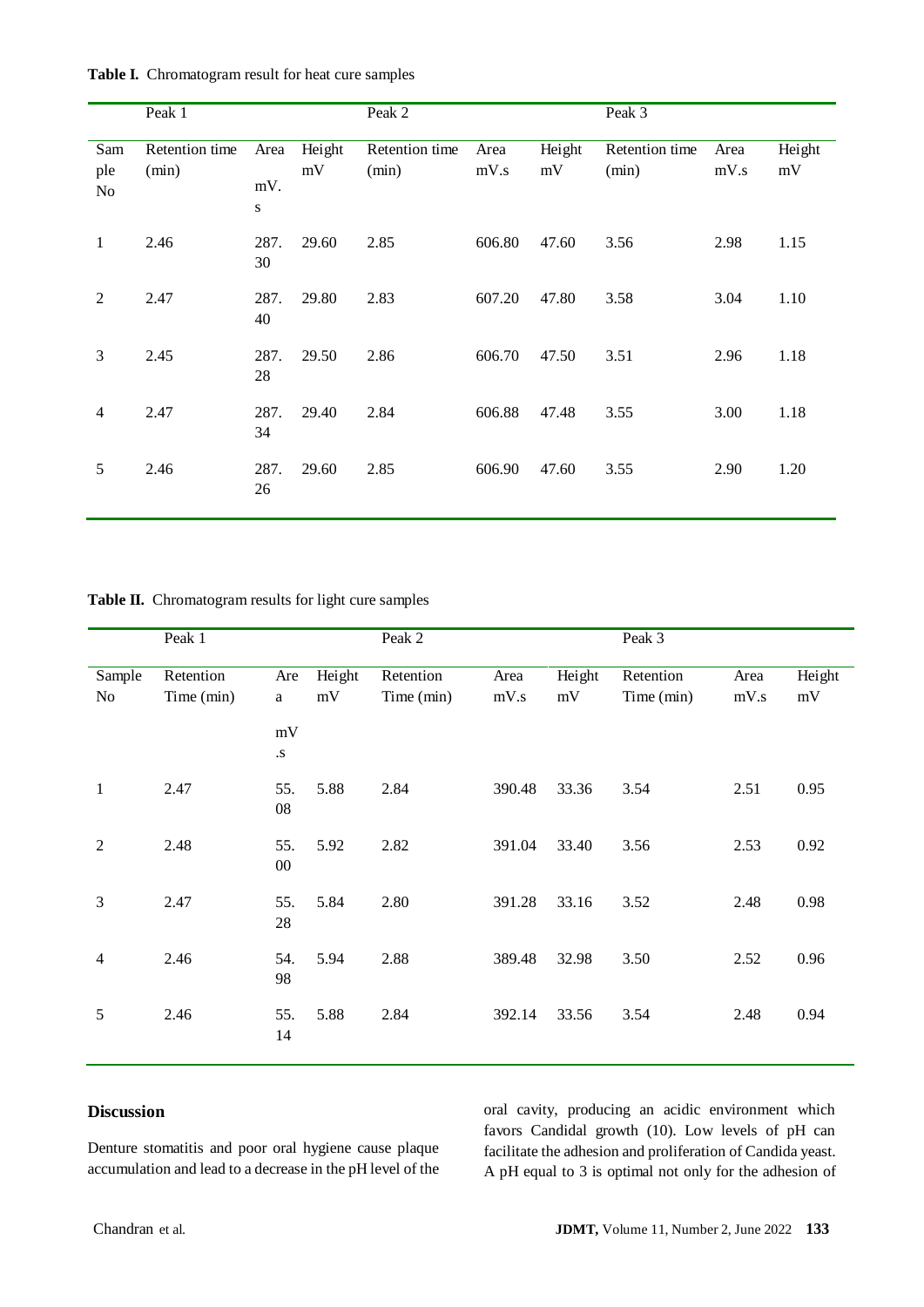**Table I.** Chromatogram result for heat cure samples

| | Peak 1 | | | Peak 2 | | | Peak 3 | | |
|---|---|---|---|---|---|---|---|---|---|
| Sample No | Retention time (min) | Area mV.s | Height mV | Retention time (min) | Area mV.s | Height mV | Retention time (min) | Area mV.s | Height mV |
| 1 | 2.46 | 287.30 | 29.60 | 2.85 | 606.80 | 47.60 | 3.56 | 2.98 | 1.15 |
| 2 | 2.47 | 287.40 | 29.80 | 2.83 | 607.20 | 47.80 | 3.58 | 3.04 | 1.10 |
| 3 | 2.45 | 287.28 | 29.50 | 2.86 | 606.70 | 47.50 | 3.51 | 2.96 | 1.18 |
| 4 | 2.47 | 287.34 | 29.40 | 2.84 | 606.88 | 47.48 | 3.55 | 3.00 | 1.18 |
| 5 | 2.46 | 287.26 | 29.60 | 2.85 | 606.90 | 47.60 | 3.55 | 2.90 | 1.20 |

**Table II.** Chromatogram results for light cure samples

| | Peak 1 | | | Peak 2 | | | Peak 3 | | |
|---|---|---|---|---|---|---|---|---|---|
| Sample No | Retention Time (min) | Area mV.s | Height mV | Retention Time (min) | Area mV.s | Height mV | Retention Time (min) | Area mV.s | Height mV |
| 1 | 2.47 | 55.08 | 5.88 | 2.84 | 390.48 | 33.36 | 3.54 | 2.51 | 0.95 |
| 2 | 2.48 | 55.00 | 5.92 | 2.82 | 391.04 | 33.40 | 3.56 | 2.53 | 0.92 |
| 3 | 2.47 | 55.28 | 5.84 | 2.80 | 391.28 | 33.16 | 3.52 | 2.48 | 0.98 |
| 4 | 2.46 | 54.98 | 5.94 | 2.88 | 389.48 | 32.98 | 3.50 | 2.52 | 0.96 |
| 5 | 2.46 | 55.14 | 5.88 | 2.84 | 392.14 | 33.56 | 3.54 | 2.48 | 0.94 |

## Discussion

Denture stomatitis and poor oral hygiene cause plaque accumulation and lead to a decrease in the pH level of the oral cavity, producing an acidic environment which favors Candidal growth (10). Low levels of pH can facilitate the adhesion and proliferation of Candida yeast. A pH equal to 3 is optimal not only for the adhesion of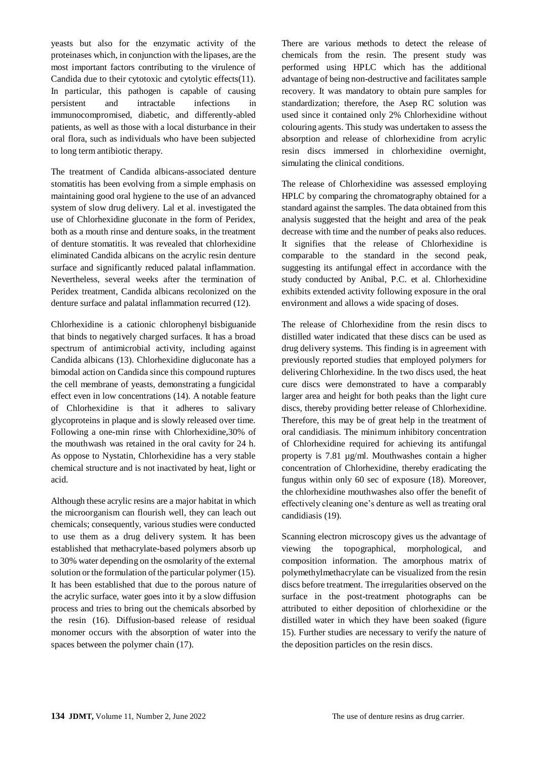yeasts but also for the enzymatic activity of the proteinases which, in conjunction with the lipases, are the most important factors contributing to the virulence of Candida due to their cytotoxic and cytolytic effects(11). In particular, this pathogen is capable of causing persistent and intractable infections in immunocompromised, diabetic, and differently-abled patients, as well as those with a local disturbance in their oral flora, such as individuals who have been subjected to long term antibiotic therapy.

The treatment of Candida albicans-associated denture stomatitis has been evolving from a simple emphasis on maintaining good oral hygiene to the use of an advanced system of slow drug delivery. Lal et al. investigated the use of Chlorhexidine gluconate in the form of Peridex, both as a mouth rinse and denture soaks, in the treatment of denture stomatitis. It was revealed that chlorhexidine eliminated Candida albicans on the acrylic resin denture surface and significantly reduced palatal inflammation. Nevertheless, several weeks after the termination of Peridex treatment, Candida albicans recolonized on the denture surface and palatal inflammation recurred (12).

Chlorhexidine is a cationic chlorophenyl bisbiguanide that binds to negatively charged surfaces. It has a broad spectrum of antimicrobial activity, including against Candida albicans (13). Chlorhexidine digluconate has a bimodal action on Candida since this compound ruptures the cell membrane of yeasts, demonstrating a fungicidal effect even in low concentrations (14). A notable feature of Chlorhexidine is that it adheres to salivary glycoproteins in plaque and is slowly released over time. Following a one-min rinse with Chlorhexidine,30% of the mouthwash was retained in the oral cavity for 24 h. As oppose to Nystatin, Chlorhexidine has a very stable chemical structure and is not inactivated by heat, light or acid.

Although these acrylic resins are a major habitat in which the microorganism can flourish well, they can leach out chemicals; consequently, various studies were conducted to use them as a drug delivery system. It has been established that methacrylate-based polymers absorb up to 30% water depending on the osmolarity of the external solution or the formulation of the particular polymer (15). It has been established that due to the porous nature of the acrylic surface, water goes into it by a slow diffusion process and tries to bring out the chemicals absorbed by the resin (16). Diffusion-based release of residual monomer occurs with the absorption of water into the spaces between the polymer chain (17).

There are various methods to detect the release of chemicals from the resin. The present study was performed using HPLC which has the additional advantage of being non-destructive and facilitates sample recovery. It was mandatory to obtain pure samples for standardization; therefore, the Asep RC solution was used since it contained only 2% Chlorhexidine without colouring agents. This study was undertaken to assess the absorption and release of chlorhexidine from acrylic resin discs immersed in chlorhexidine overnight, simulating the clinical conditions.

The release of Chlorhexidine was assessed employing HPLC by comparing the chromatography obtained for a standard against the samples. The data obtained from this analysis suggested that the height and area of the peak decrease with time and the number of peaks also reduces. It signifies that the release of Chlorhexidine is comparable to the standard in the second peak, suggesting its antifungal effect in accordance with the study conducted by Anibal, P.C. et al. Chlorhexidine exhibits extended activity following exposure in the oral environment and allows a wide spacing of doses.

The release of Chlorhexidine from the resin discs to distilled water indicated that these discs can be used as drug delivery systems. This finding is in agreement with previously reported studies that employed polymers for delivering Chlorhexidine. In the two discs used, the heat cure discs were demonstrated to have a comparably larger area and height for both peaks than the light cure discs, thereby providing better release of Chlorhexidine. Therefore, this may be of great help in the treatment of oral candidiasis. The minimum inhibitory concentration of Chlorhexidine required for achieving its antifungal property is 7.81 µg/ml. Mouthwashes contain a higher concentration of Chlorhexidine, thereby eradicating the fungus within only 60 sec of exposure (18). Moreover, the chlorhexidine mouthwashes also offer the benefit of effectively cleaning one's denture as well as treating oral candidiasis (19).

Scanning electron microscopy gives us the advantage of viewing the topographical, morphological, and composition information. The amorphous matrix of polymethylmethacrylate can be visualized from the resin discs before treatment. The irregularities observed on the surface in the post-treatment photographs can be attributed to either deposition of chlorhexidine or the distilled water in which they have been soaked (figure 15). Further studies are necessary to verify the nature of the deposition particles on the resin discs.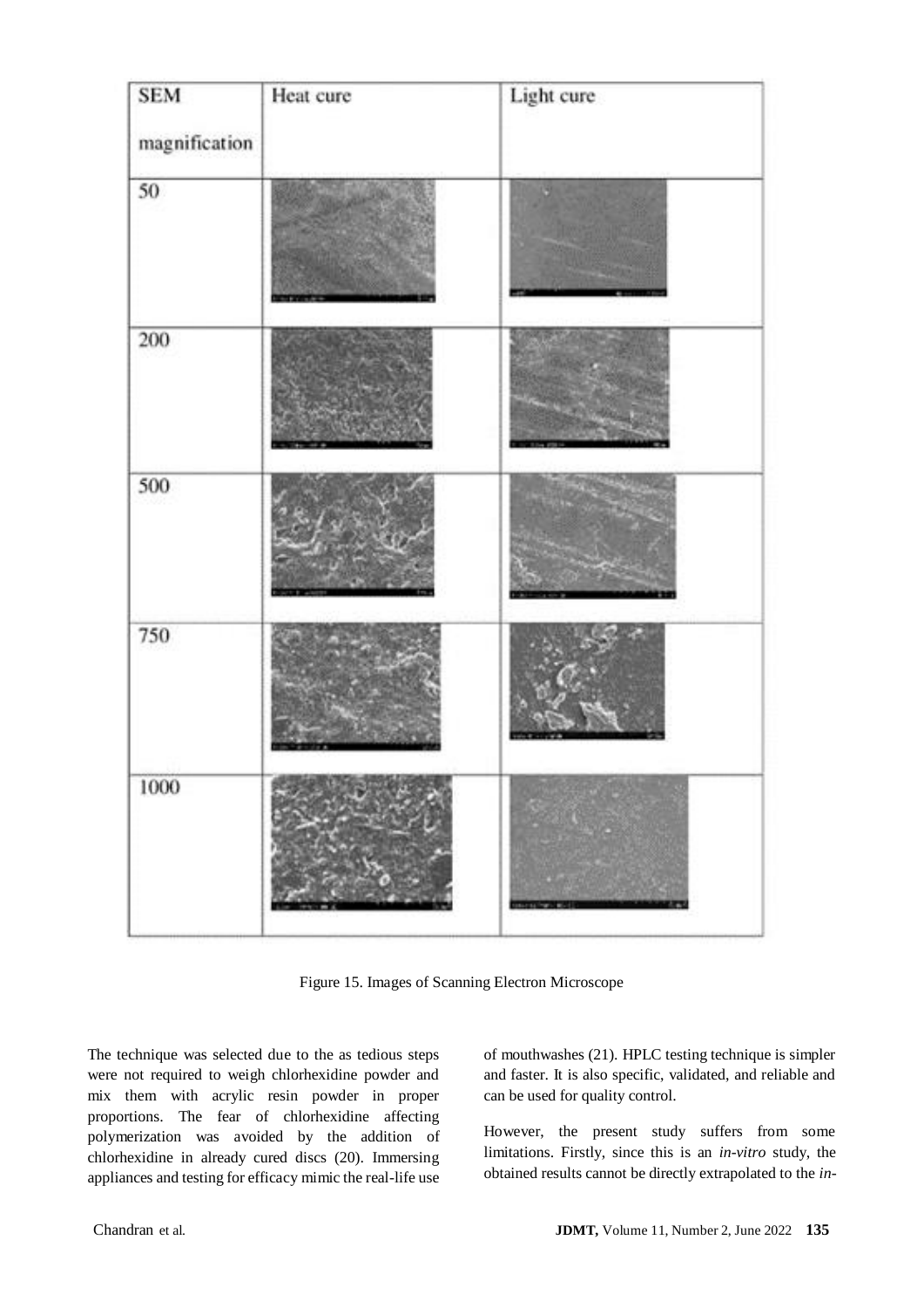| SEM magnification | Heat cure | Light cure |
| --- | --- | --- |
| 50 | | |
| 200 | | |
| 500 | | |
| 750 | | |
| 1000 | | |

Figure 15. Images of Scanning Electron Microscope

The technique was selected due to the as tedious steps were not required to weigh chlorhexidine powder and mix them with acrylic resin powder in proper proportions. The fear of chlorhexidine affecting polymerization was avoided by the addition of chlorhexidine in already cured discs (20). Immersing appliances and testing for efficacy mimic the real-life use of mouthwashes (21). HPLC testing technique is simpler and faster. It is also specific, validated, and reliable and can be used for quality control.

However, the present study suffers from some limitations. Firstly, since this is an *in-vitro* study, the obtained results cannot be directly extrapolated to the *in-*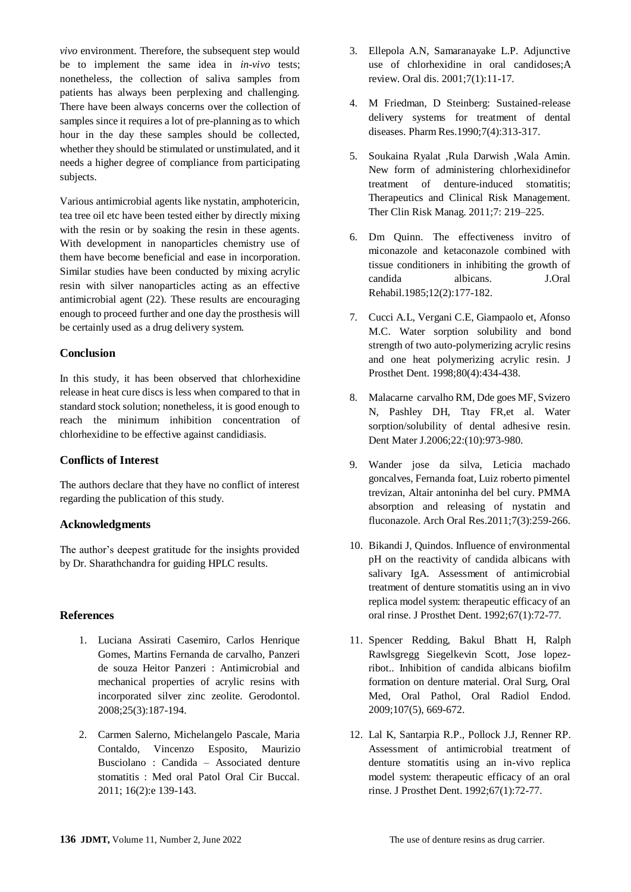*vivo* environment. Therefore, the subsequent step would be to implement the same idea in *in-vivo* tests; nonetheless, the collection of saliva samples from patients has always been perplexing and challenging. There have been always concerns over the collection of samples since it requires a lot of pre-planning as to which hour in the day these samples should be collected, whether they should be stimulated or unstimulated, and it needs a higher degree of compliance from participating subjects.

Various antimicrobial agents like nystatin, amphotericin, tea tree oil etc have been tested either by directly mixing with the resin or by soaking the resin in these agents. With development in nanoparticles chemistry use of them have become beneficial and ease in incorporation. Similar studies have been conducted by mixing acrylic resin with silver nanoparticles acting as an effective antimicrobial agent (22). These results are encouraging enough to proceed further and one day the prosthesis will be certainly used as a drug delivery system.

## Conclusion

In this study, it has been observed that chlorhexidine release in heat cure discs is less when compared to that in standard stock solution; nonetheless, it is good enough to reach the minimum inhibition concentration of chlorhexidine to be effective against candidiasis.

## Conflicts of Interest

The authors declare that they have no conflict of interest regarding the publication of this study.

## Acknowledgments

The author's deepest gratitude for the insights provided by Dr. Sharathchandra for guiding HPLC results.

## References

1. Luciana Assirati Casemiro, Carlos Henrique Gomes, Martins Fernanda de carvalho, Panzeri de souza Heitor Panzeri : Antimicrobial and mechanical properties of acrylic resins with incorporated silver zinc zeolite. Gerodontol. 2008;25(3):187-194.
2. Carmen Salerno, Michelangelo Pascale, Maria Contaldo, Vincenzo Esposito, Maurizio Busciolano : Candida – Associated denture stomatitis : Med oral Patol Oral Cir Buccal. 2011; 16(2):e 139-143.
3. Ellepola A.N, Samaranayake L.P. Adjunctive use of chlorhexidine in oral candidoses;A review. Oral dis. 2001;7(1):11-17.
4. M Friedman, D Steinberg: Sustained-release delivery systems for treatment of dental diseases. Pharm Res.1990;7(4):313-317.
5. Soukaina Ryalat ,Rula Darwish ,Wala Amin. New form of administering chlorhexidinefor treatment of denture-induced stomatitis; Therapeutics and Clinical Risk Management. Ther Clin Risk Manag. 2011;7: 219–225.
6. Dm Quinn. The effectiveness invitro of miconazole and ketaconazole combined with tissue conditioners in inhibiting the growth of candida albicans. J.Oral Rehabil.1985;12(2):177-182.
7. Cucci A.L, Vergani C.E, Giampaolo et, Afonso M.C. Water sorption solubility and bond strength of two auto-polymerizing acrylic resins and one heat polymerizing acrylic resin. J Prosthet Dent. 1998;80(4):434-438.
8. Malacarne carvalho RM, Dde goes MF, Svizero N, Pashley DH, Ttay FR,et al. Water sorption/solubility of dental adhesive resin. Dent Mater J.2006;22:(10):973-980.
9. Wander jose da silva, Leticia machado goncalves, Fernanda foat, Luiz roberto pimentel trevizan, Altair antoninha del bel cury. PMMA absorption and releasing of nystatin and fluconazole. Arch Oral Res.2011;7(3):259-266.
10. Bikandi J, Quindos. Influence of environmental pH on the reactivity of candida albicans with salivary IgA. Assessment of antimicrobial treatment of denture stomatitis using an in vivo replica model system: therapeutic efficacy of an oral rinse. J Prosthet Dent. 1992;67(1):72-77.
11. Spencer Redding, Bakul Bhatt H, Ralph Rawlsgregg Siegelkevin Scott, Jose lopez-ribot.. Inhibition of candida albicans biofilm formation on denture material. Oral Surg, Oral Med, Oral Pathol, Oral Radiol Endod. 2009;107(5), 669-672.
12. Lal K, Santarpia R.P., Pollock J.J, Renner RP. Assessment of antimicrobial treatment of denture stomatitis using an in-vivo replica model system: therapeutic efficacy of an oral rinse. J Prosthet Dent. 1992;67(1):72-77.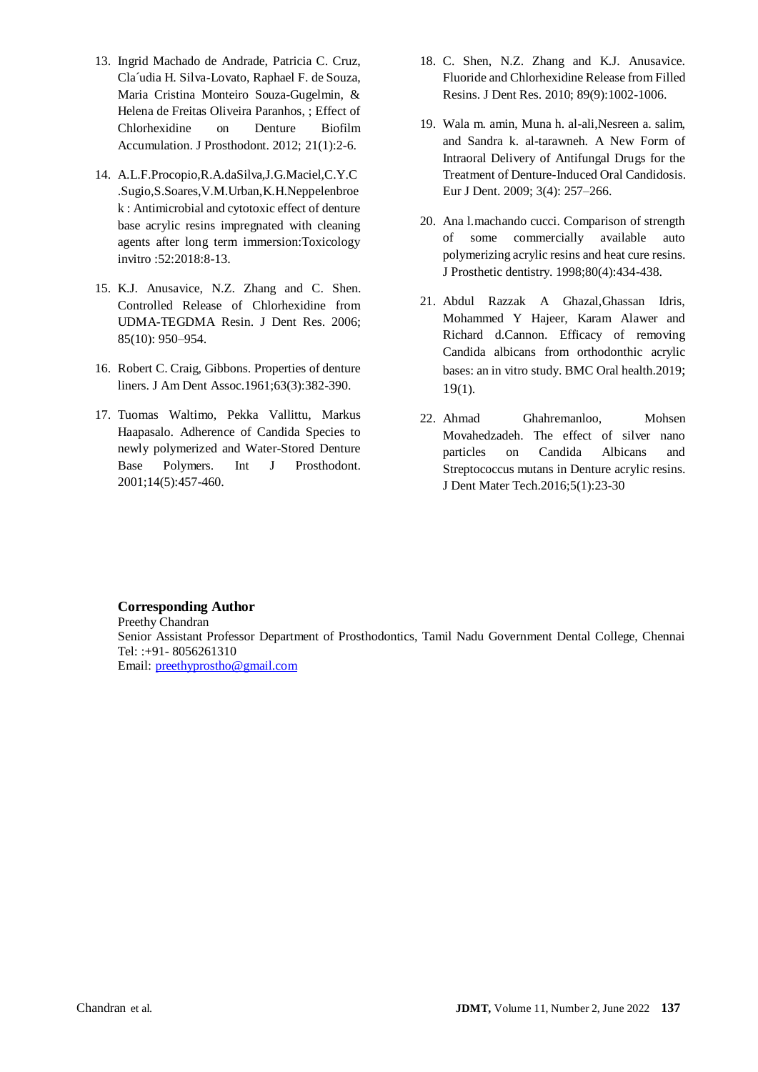13. Ingrid Machado de Andrade, Patricia C. Cruz, Cla´udia H. Silva-Lovato, Raphael F. de Souza, Maria Cristina Monteiro Souza-Gugelmin, & Helena de Freitas Oliveira Paranhos, ; Effect of Chlorhexidine on Denture Biofilm Accumulation. J Prosthodont. 2012; 21(1):2-6.

14. A.L.F.Procopio,R.A.daSilva,J.G.Maciel,C.Y.C .Sugio,S.Soares,V.M.Urban,K.H.Neppelenbroe k : Antimicrobial and cytotoxic effect of denture base acrylic resins impregnated with cleaning agents after long term immersion:Toxicology invitro :52:2018:8-13.

15. K.J. Anusavice, N.Z. Zhang and C. Shen. Controlled Release of Chlorhexidine from UDMA-TEGDMA Resin. J Dent Res. 2006; 85(10): 950–954.

16. Robert C. Craig, Gibbons. Properties of denture liners. J Am Dent Assoc.1961;63(3):382-390.

17. Tuomas Waltimo, Pekka Vallittu, Markus Haapasalo. Adherence of Candida Species to newly polymerized and Water-Stored Denture Base Polymers. Int J Prosthodont. 2001;14(5):457-460.

18. C. Shen, N.Z. Zhang and K.J. Anusavice. Fluoride and Chlorhexidine Release from Filled Resins. J Dent Res. 2010; 89(9):1002-1006.

19. Wala m. amin, Muna h. al-ali,Nesreen a. salim, and Sandra k. al-tarawneh. A New Form of Intraoral Delivery of Antifungal Drugs for the Treatment of Denture-Induced Oral Candidosis. Eur J Dent. 2009; 3(4): 257–266.

20. Ana l.machando cucci. Comparison of strength of some commercially available auto polymerizing acrylic resins and heat cure resins. J Prosthetic dentistry. 1998;80(4):434-438.

21. Abdul Razzak A Ghazal,Ghassan Idris, Mohammed Y Hajeer, Karam Alawer and Richard d.Cannon. Efficacy of removing Candida albicans from orthodonthic acrylic bases: an in vitro study. BMC Oral health.2019; 19(1).

22. Ahmad Ghahremanloo, Mohsen Movahedzadeh. The effect of silver nano particles on Candida Albicans and Streptococcus mutans in Denture acrylic resins. J Dent Mater Tech.2016;5(1):23-30

**Corresponding Author**

Preethy Chandran
Senior Assistant Professor Department of Prosthodontics, Tamil Nadu Government Dental College, Chennai
Tel: :+91- 8056261310
Email: preethyprostho@gmail.com